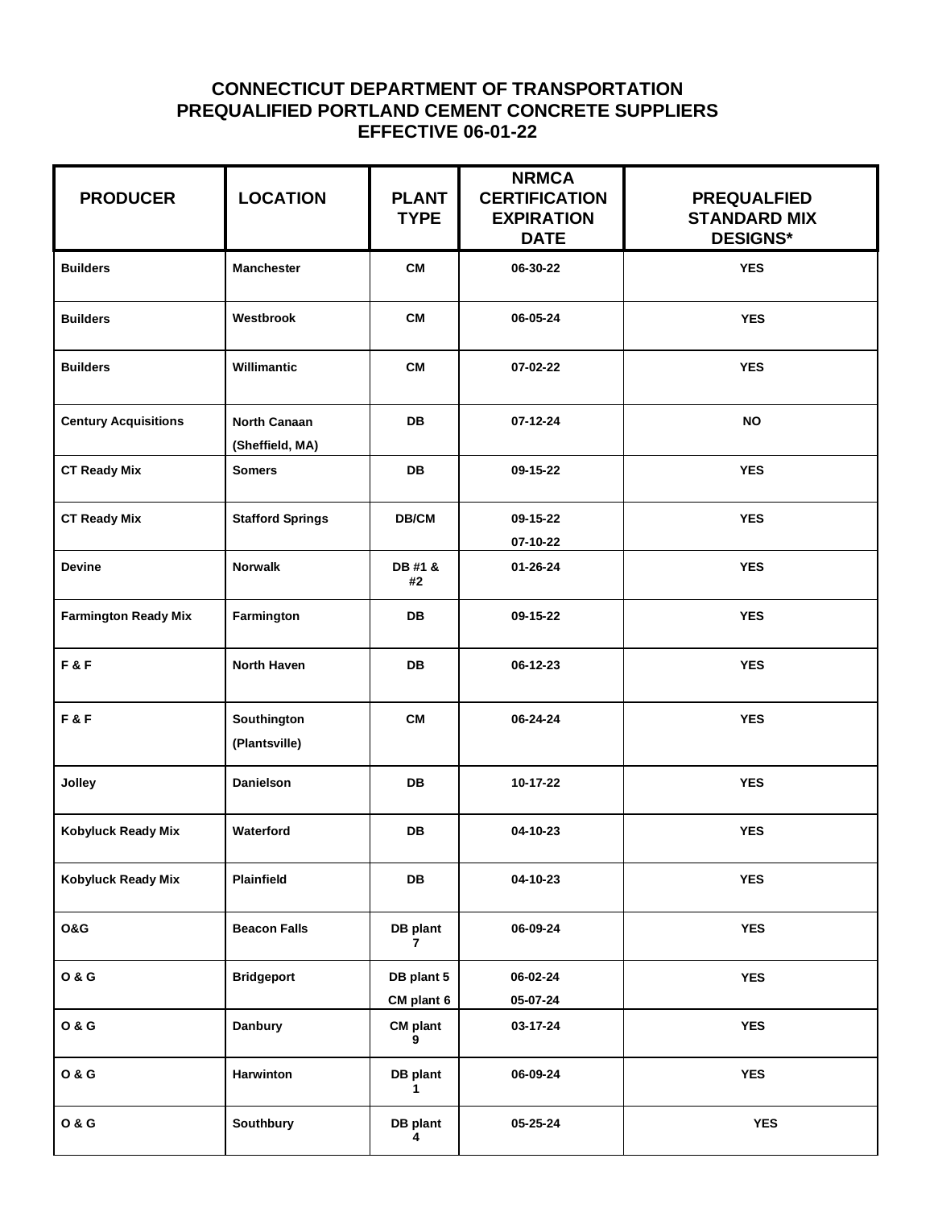# CONNECTICUT DEPARTMENT OF TRANSPORTATION
# PREQUALIFIED PORTLAND CEMENT CONCRETE SUPPLIERS
# EFFECTIVE 06-01-22

| PRODUCER | LOCATION | PLANT TYPE | NRMCA CERTIFICATION EXPIRATION DATE | PREQUALFIED STANDARD MIX DESIGNS* |
|---|---|---|---|---|
| Builders | Manchester | CM | 06-30-22 | YES |
| Builders | Westbrook | CM | 06-05-24 | YES |
| Builders | Willimantic | CM | 07-02-22 | YES |
| Century Acquisitions | North Canaan (Sheffield, MA) | DB | 07-12-24 | NO |
| CT Ready Mix | Somers | DB | 09-15-22 | YES |
| CT Ready Mix | Stafford Springs | DB/CM | 09-15-22<br>07-10-22 | YES |
| Devine | Norwalk | DB #1 & #2 | 01-26-24 | YES |
| Farmington Ready Mix | Farmington | DB | 09-15-22 | YES |
| F & F | North Haven | DB | 06-12-23 | YES |
| F & F | Southington (Plantsville) | CM | 06-24-24 | YES |
| Jolley | Danielson | DB | 10-17-22 | YES |
| Kobyluck Ready Mix | Waterford | DB | 04-10-23 | YES |
| Kobyluck Ready Mix | Plainfield | DB | 04-10-23 | YES |
| O&G | Beacon Falls | DB plant 7 | 06-09-24 | YES |
| O & G | Bridgeport | DB plant 5<br>CM plant 6 | 06-02-24<br>05-07-24 | YES |
| O & G | Danbury | CM plant 9 | 03-17-24 | YES |
| O & G | Harwinton | DB plant 1 | 06-09-24 | YES |
| O & G | Southbury | DB plant 4 | 05-25-24 | YES |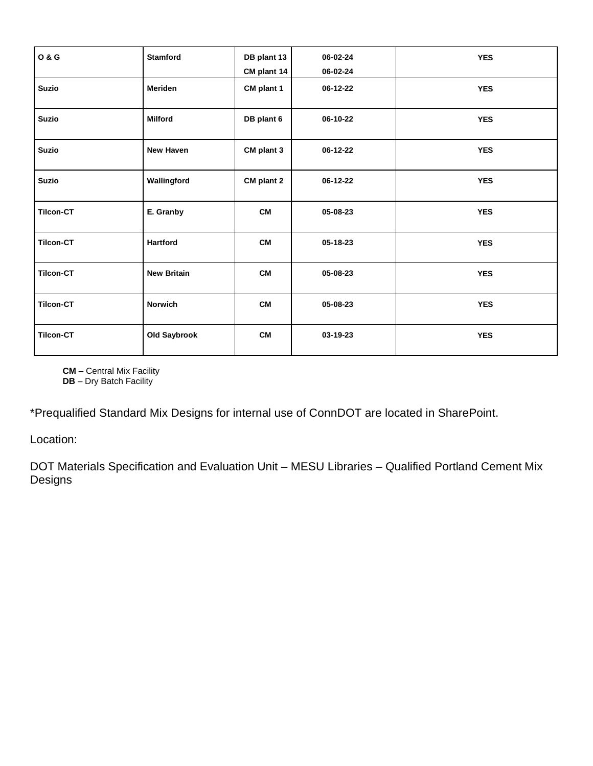| | | | | |
|---|---|---|---|---|
| **O & G** | **Stamford** | **DB plant 13**<br>**CM plant 14** | **06-02-24**<br>**06-02-24** | **YES** |
| **Suzio** | **Meriden** | **CM plant 1** | **06-12-22** | **YES** |
| **Suzio** | **Milford** | **DB plant 6** | **06-10-22** | **YES** |
| **Suzio** | **New Haven** | **CM plant 3** | **06-12-22** | **YES** |
| **Suzio** | **Wallingford** | **CM plant 2** | **06-12-22** | **YES** |
| **Tilcon-CT** | **E. Granby** | **CM** | **05-08-23** | **YES** |
| **Tilcon-CT** | **Hartford** | **CM** | **05-18-23** | **YES** |
| **Tilcon-CT** | **New Britain** | **CM** | **05-08-23** | **YES** |
| **Tilcon-CT** | **Norwich** | **CM** | **05-08-23** | **YES** |
| **Tilcon-CT** | **Old Saybrook** | **CM** | **03-19-23** | **YES** |

**CM** – Central Mix Facility
**DB** – Dry Batch Facility

*Prequalified Standard Mix Designs for internal use of ConnDOT are located in SharePoint.

Location:

DOT Materials Specification and Evaluation Unit – MESU Libraries – Qualified Portland Cement Mix Designs